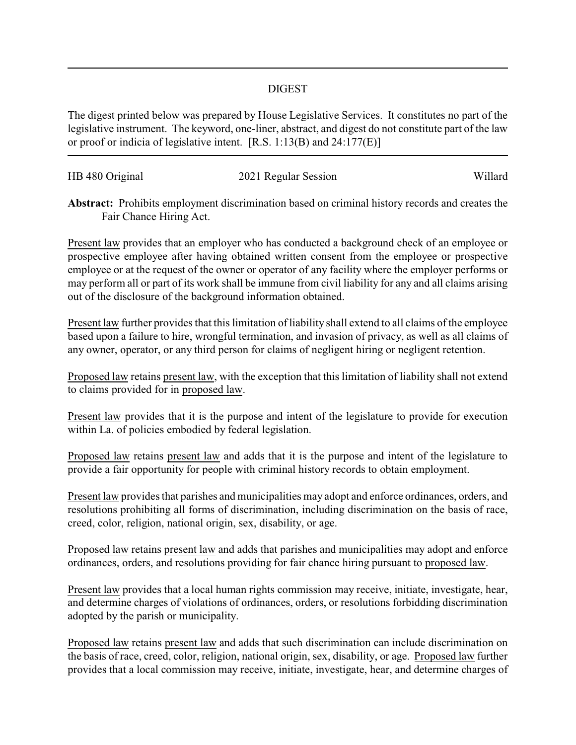## DIGEST

The digest printed below was prepared by House Legislative Services. It constitutes no part of the legislative instrument. The keyword, one-liner, abstract, and digest do not constitute part of the law or proof or indicia of legislative intent. [R.S. 1:13(B) and 24:177(E)]

---

HB 480 Original | 2021 Regular Session | Willard

**Abstract:** Prohibits employment discrimination based on criminal history records and creates the Fair Chance Hiring Act.

Present law provides that an employer who has conducted a background check of an employee or prospective employee after having obtained written consent from the employee or prospective employee or at the request of the owner or operator of any facility where the employer performs or may perform all or part of its work shall be immune from civil liability for any and all claims arising out of the disclosure of the background information obtained.

Present law further provides that this limitation of liability shall extend to all claims of the employee based upon a failure to hire, wrongful termination, and invasion of privacy, as well as all claims of any owner, operator, or any third person for claims of negligent hiring or negligent retention.

Proposed law retains present law, with the exception that this limitation of liability shall not extend to claims provided for in proposed law.

Present law provides that it is the purpose and intent of the legislature to provide for execution within La. of policies embodied by federal legislation.

Proposed law retains present law and adds that it is the purpose and intent of the legislature to provide a fair opportunity for people with criminal history records to obtain employment.

Present law provides that parishes and municipalities may adopt and enforce ordinances, orders, and resolutions prohibiting all forms of discrimination, including discrimination on the basis of race, creed, color, religion, national origin, sex, disability, or age.

Proposed law retains present law and adds that parishes and municipalities may adopt and enforce ordinances, orders, and resolutions providing for fair chance hiring pursuant to proposed law.

Present law provides that a local human rights commission may receive, initiate, investigate, hear, and determine charges of violations of ordinances, orders, or resolutions forbidding discrimination adopted by the parish or municipality.

Proposed law retains present law and adds that such discrimination can include discrimination on the basis of race, creed, color, religion, national origin, sex, disability, or age. Proposed law further provides that a local commission may receive, initiate, investigate, hear, and determine charges of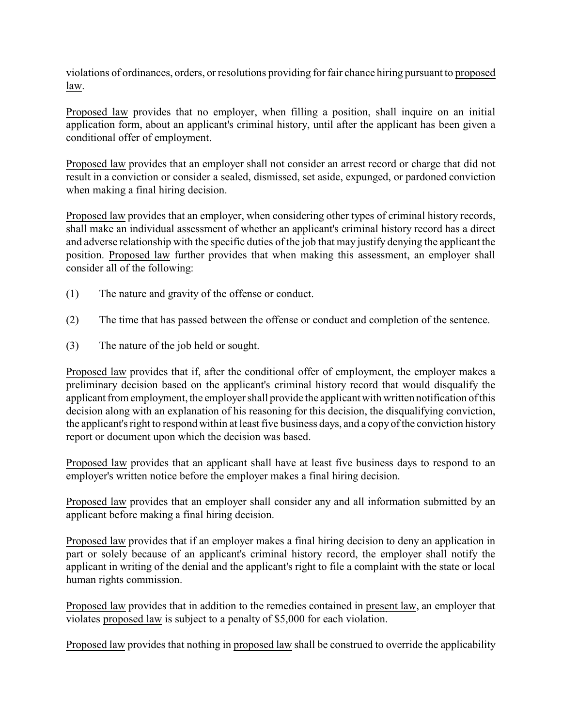violations of ordinances, orders, or resolutions providing for fair chance hiring pursuant to proposed law.

Proposed law provides that no employer, when filling a position, shall inquire on an initial application form, about an applicant's criminal history, until after the applicant has been given a conditional offer of employment.

Proposed law provides that an employer shall not consider an arrest record or charge that did not result in a conviction or consider a sealed, dismissed, set aside, expunged, or pardoned conviction when making a final hiring decision.

Proposed law provides that an employer, when considering other types of criminal history records, shall make an individual assessment of whether an applicant's criminal history record has a direct and adverse relationship with the specific duties of the job that may justify denying the applicant the position. Proposed law further provides that when making this assessment, an employer shall consider all of the following:

(1) The nature and gravity of the offense or conduct.

(2) The time that has passed between the offense or conduct and completion of the sentence.

(3) The nature of the job held or sought.

Proposed law provides that if, after the conditional offer of employment, the employer makes a preliminary decision based on the applicant's criminal history record that would disqualify the applicant from employment, the employer shall provide the applicant with written notification of this decision along with an explanation of his reasoning for this decision, the disqualifying conviction, the applicant's right to respond within at least five business days, and a copy of the conviction history report or document upon which the decision was based.

Proposed law provides that an applicant shall have at least five business days to respond to an employer's written notice before the employer makes a final hiring decision.

Proposed law provides that an employer shall consider any and all information submitted by an applicant before making a final hiring decision.

Proposed law provides that if an employer makes a final hiring decision to deny an application in part or solely because of an applicant's criminal history record, the employer shall notify the applicant in writing of the denial and the applicant's right to file a complaint with the state or local human rights commission.

Proposed law provides that in addition to the remedies contained in present law, an employer that violates proposed law is subject to a penalty of $5,000 for each violation.

Proposed law provides that nothing in proposed law shall be construed to override the applicability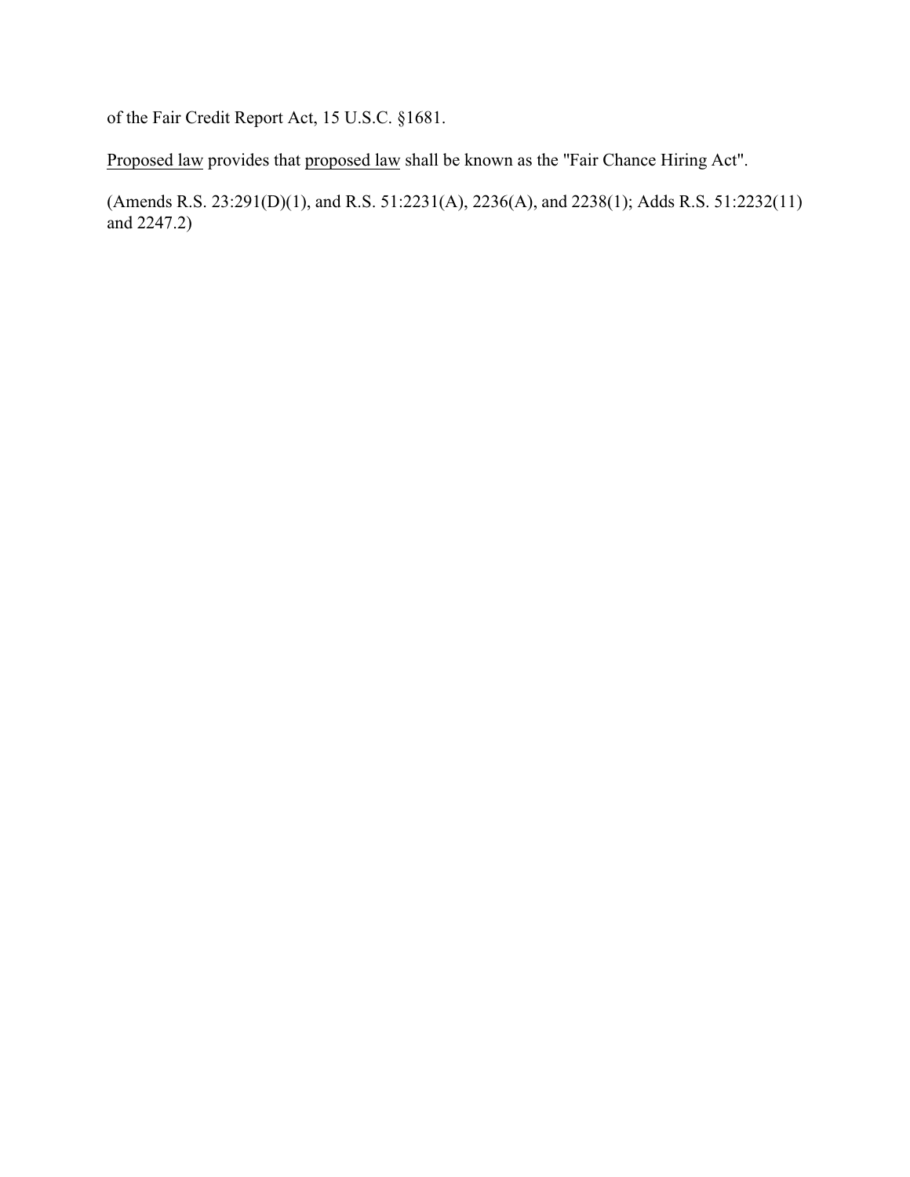of the Fair Credit Report Act, 15 U.S.C. §1681.

Proposed law provides that proposed law shall be known as the "Fair Chance Hiring Act".

(Amends R.S. 23:291(D)(1), and R.S. 51:2231(A), 2236(A), and 2238(1); Adds R.S. 51:2232(11) and 2247.2)